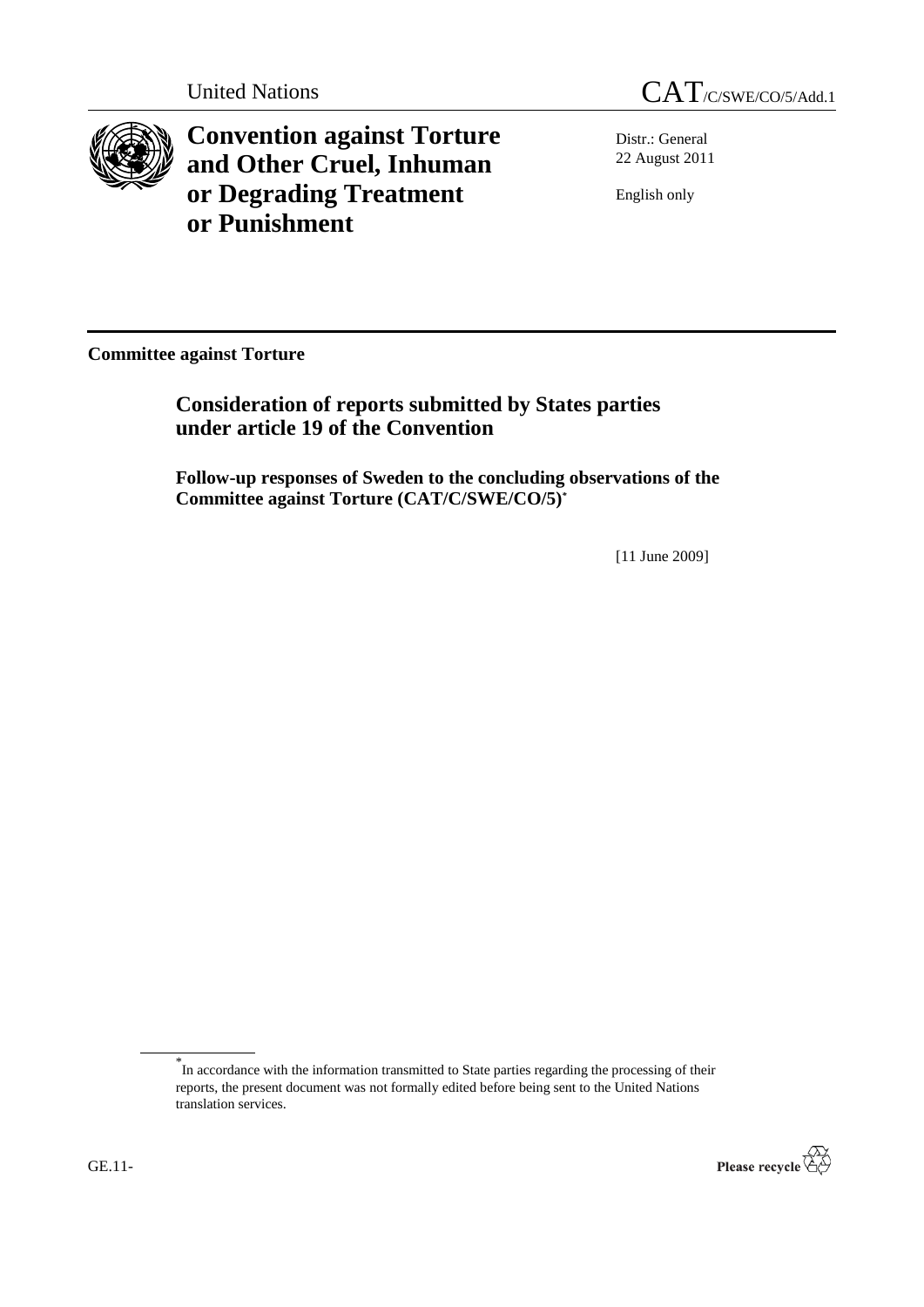United Nations

CAT/C/SWE/CO/5/Add.1

# Convention against Torture and Other Cruel, Inhuman or Degrading Treatment or Punishment

Distr.: General
22 August 2011

English only

**Committee against Torture**

## Consideration of reports submitted by States parties under article 19 of the Convention

### Follow-up responses of Sweden to the concluding observations of the Committee against Torture (CAT/C/SWE/CO/5)*

[11 June 2009]

* In accordance with the information transmitted to State parties regarding the processing of their reports, the present document was not formally edited before being sent to the United Nations translation services.

GE.11-

Please recycle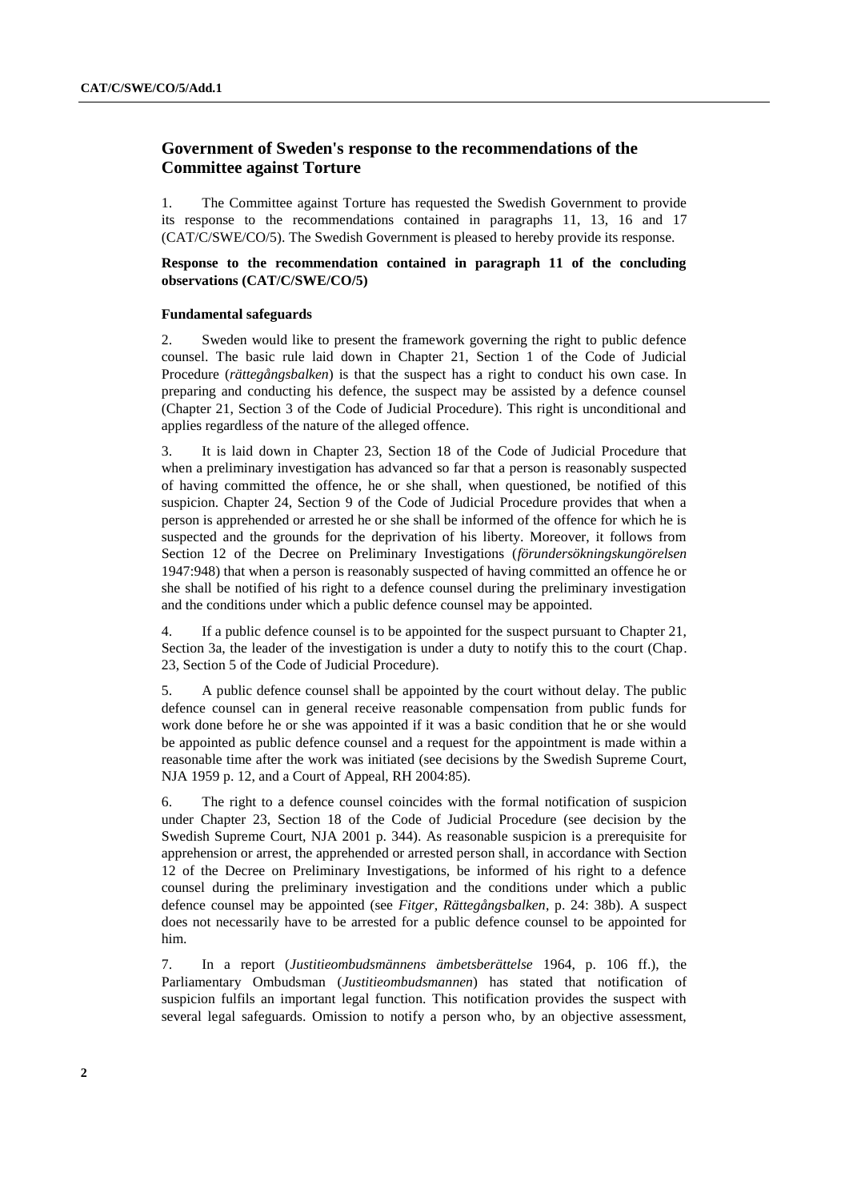## Government of Sweden's response to the recommendations of the Committee against Torture

1. The Committee against Torture has requested the Swedish Government to provide its response to the recommendations contained in paragraphs 11, 13, 16 and 17 (CAT/C/SWE/CO/5). The Swedish Government is pleased to hereby provide its response.

### Response to the recommendation contained in paragraph 11 of the concluding observations (CAT/C/SWE/CO/5)

#### Fundamental safeguards

2. Sweden would like to present the framework governing the right to public defence counsel. The basic rule laid down in Chapter 21, Section 1 of the Code of Judicial Procedure (*rättegångsbalken*) is that the suspect has a right to conduct his own case. In preparing and conducting his defence, the suspect may be assisted by a defence counsel (Chapter 21, Section 3 of the Code of Judicial Procedure). This right is unconditional and applies regardless of the nature of the alleged offence.

3. It is laid down in Chapter 23, Section 18 of the Code of Judicial Procedure that when a preliminary investigation has advanced so far that a person is reasonably suspected of having committed the offence, he or she shall, when questioned, be notified of this suspicion. Chapter 24, Section 9 of the Code of Judicial Procedure provides that when a person is apprehended or arrested he or she shall be informed of the offence for which he is suspected and the grounds for the deprivation of his liberty. Moreover, it follows from Section 12 of the Decree on Preliminary Investigations (*förundersökningskungörelsen* 1947:948) that when a person is reasonably suspected of having committed an offence he or she shall be notified of his right to a defence counsel during the preliminary investigation and the conditions under which a public defence counsel may be appointed.

4. If a public defence counsel is to be appointed for the suspect pursuant to Chapter 21, Section 3a, the leader of the investigation is under a duty to notify this to the court (Chap. 23, Section 5 of the Code of Judicial Procedure).

5. A public defence counsel shall be appointed by the court without delay. The public defence counsel can in general receive reasonable compensation from public funds for work done before he or she was appointed if it was a basic condition that he or she would be appointed as public defence counsel and a request for the appointment is made within a reasonable time after the work was initiated (see decisions by the Swedish Supreme Court, NJA 1959 p. 12, and a Court of Appeal, RH 2004:85).

6. The right to a defence counsel coincides with the formal notification of suspicion under Chapter 23, Section 18 of the Code of Judicial Procedure (see decision by the Swedish Supreme Court, NJA 2001 p. 344). As reasonable suspicion is a prerequisite for apprehension or arrest, the apprehended or arrested person shall, in accordance with Section 12 of the Decree on Preliminary Investigations, be informed of his right to a defence counsel during the preliminary investigation and the conditions under which a public defence counsel may be appointed (see *Fitger, Rättegångsbalken*, p. 24: 38b). A suspect does not necessarily have to be arrested for a public defence counsel to be appointed for him.

7. In a report (*Justitieombudsmännens ämbetsberättelse* 1964, p. 106 ff.), the Parliamentary Ombudsman (*Justitieombudsmannen*) has stated that notification of suspicion fulfils an important legal function. This notification provides the suspect with several legal safeguards. Omission to notify a person who, by an objective assessment,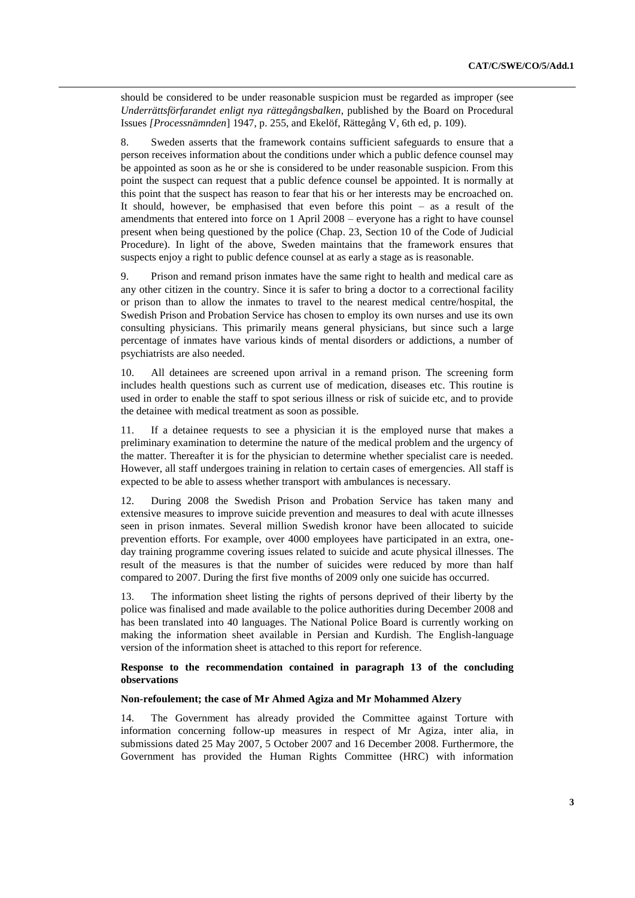should be considered to be under reasonable suspicion must be regarded as improper (see *Underrättsförfarandet enligt nya rättegångsbalken*, published by the Board on Procedural Issues *[Processnämnden*] 1947, p. 255, and Ekelöf, Rättegång V, 6th ed, p. 109).

8. Sweden asserts that the framework contains sufficient safeguards to ensure that a person receives information about the conditions under which a public defence counsel may be appointed as soon as he or she is considered to be under reasonable suspicion. From this point the suspect can request that a public defence counsel be appointed. It is normally at this point that the suspect has reason to fear that his or her interests may be encroached on. It should, however, be emphasised that even before this point – as a result of the amendments that entered into force on 1 April 2008 – everyone has a right to have counsel present when being questioned by the police (Chap. 23, Section 10 of the Code of Judicial Procedure). In light of the above, Sweden maintains that the framework ensures that suspects enjoy a right to public defence counsel at as early a stage as is reasonable.

9. Prison and remand prison inmates have the same right to health and medical care as any other citizen in the country. Since it is safer to bring a doctor to a correctional facility or prison than to allow the inmates to travel to the nearest medical centre/hospital, the Swedish Prison and Probation Service has chosen to employ its own nurses and use its own consulting physicians. This primarily means general physicians, but since such a large percentage of inmates have various kinds of mental disorders or addictions, a number of psychiatrists are also needed.

10. All detainees are screened upon arrival in a remand prison. The screening form includes health questions such as current use of medication, diseases etc. This routine is used in order to enable the staff to spot serious illness or risk of suicide etc, and to provide the detainee with medical treatment as soon as possible.

11. If a detainee requests to see a physician it is the employed nurse that makes a preliminary examination to determine the nature of the medical problem and the urgency of the matter. Thereafter it is for the physician to determine whether specialist care is needed. However, all staff undergoes training in relation to certain cases of emergencies. All staff is expected to be able to assess whether transport with ambulances is necessary.

12. During 2008 the Swedish Prison and Probation Service has taken many and extensive measures to improve suicide prevention and measures to deal with acute illnesses seen in prison inmates. Several million Swedish kronor have been allocated to suicide prevention efforts. For example, over 4000 employees have participated in an extra, one-day training programme covering issues related to suicide and acute physical illnesses. The result of the measures is that the number of suicides were reduced by more than half compared to 2007. During the first five months of 2009 only one suicide has occurred.

13. The information sheet listing the rights of persons deprived of their liberty by the police was finalised and made available to the police authorities during December 2008 and has been translated into 40 languages. The National Police Board is currently working on making the information sheet available in Persian and Kurdish. The English-language version of the information sheet is attached to this report for reference.

**Response to the recommendation contained in paragraph 13 of the concluding observations**

**Non-refoulement; the case of Mr Ahmed Agiza and Mr Mohammed Alzery**

14. The Government has already provided the Committee against Torture with information concerning follow-up measures in respect of Mr Agiza, inter alia, in submissions dated 25 May 2007, 5 October 2007 and 16 December 2008. Furthermore, the Government has provided the Human Rights Committee (HRC) with information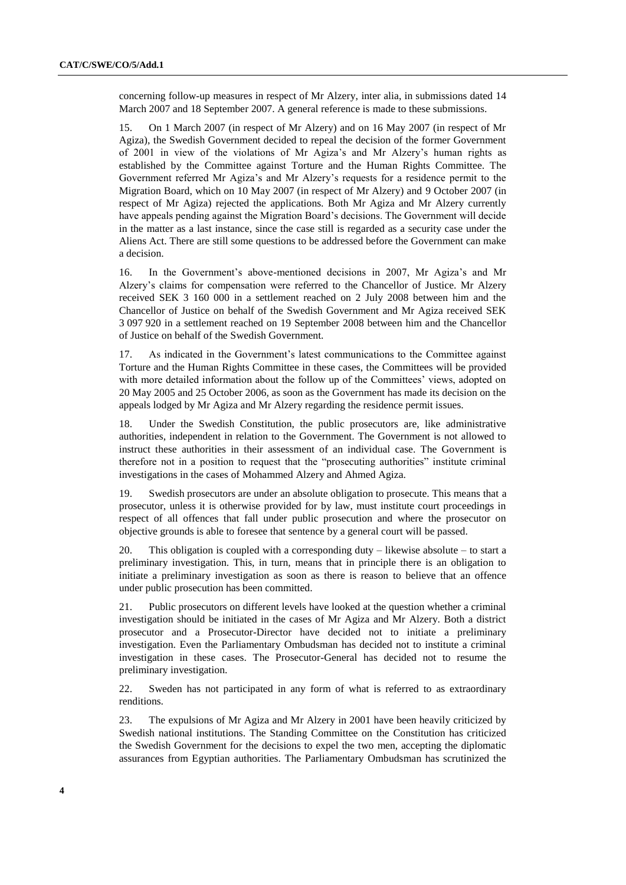concerning follow-up measures in respect of Mr Alzery, inter alia, in submissions dated 14 March 2007 and 18 September 2007. A general reference is made to these submissions.

15. On 1 March 2007 (in respect of Mr Alzery) and on 16 May 2007 (in respect of Mr Agiza), the Swedish Government decided to repeal the decision of the former Government of 2001 in view of the violations of Mr Agiza's and Mr Alzery's human rights as established by the Committee against Torture and the Human Rights Committee. The Government referred Mr Agiza's and Mr Alzery's requests for a residence permit to the Migration Board, which on 10 May 2007 (in respect of Mr Alzery) and 9 October 2007 (in respect of Mr Agiza) rejected the applications. Both Mr Agiza and Mr Alzery currently have appeals pending against the Migration Board's decisions. The Government will decide in the matter as a last instance, since the case still is regarded as a security case under the Aliens Act. There are still some questions to be addressed before the Government can make a decision.

16. In the Government's above-mentioned decisions in 2007, Mr Agiza's and Mr Alzery's claims for compensation were referred to the Chancellor of Justice. Mr Alzery received SEK 3 160 000 in a settlement reached on 2 July 2008 between him and the Chancellor of Justice on behalf of the Swedish Government and Mr Agiza received SEK 3 097 920 in a settlement reached on 19 September 2008 between him and the Chancellor of Justice on behalf of the Swedish Government.

17. As indicated in the Government's latest communications to the Committee against Torture and the Human Rights Committee in these cases, the Committees will be provided with more detailed information about the follow up of the Committees' views, adopted on 20 May 2005 and 25 October 2006, as soon as the Government has made its decision on the appeals lodged by Mr Agiza and Mr Alzery regarding the residence permit issues.

18. Under the Swedish Constitution, the public prosecutors are, like administrative authorities, independent in relation to the Government. The Government is not allowed to instruct these authorities in their assessment of an individual case. The Government is therefore not in a position to request that the "prosecuting authorities" institute criminal investigations in the cases of Mohammed Alzery and Ahmed Agiza.

19. Swedish prosecutors are under an absolute obligation to prosecute. This means that a prosecutor, unless it is otherwise provided for by law, must institute court proceedings in respect of all offences that fall under public prosecution and where the prosecutor on objective grounds is able to foresee that sentence by a general court will be passed.

20. This obligation is coupled with a corresponding duty – likewise absolute – to start a preliminary investigation. This, in turn, means that in principle there is an obligation to initiate a preliminary investigation as soon as there is reason to believe that an offence under public prosecution has been committed.

21. Public prosecutors on different levels have looked at the question whether a criminal investigation should be initiated in the cases of Mr Agiza and Mr Alzery. Both a district prosecutor and a Prosecutor-Director have decided not to initiate a preliminary investigation. Even the Parliamentary Ombudsman has decided not to institute a criminal investigation in these cases. The Prosecutor-General has decided not to resume the preliminary investigation.

22. Sweden has not participated in any form of what is referred to as extraordinary renditions.

23. The expulsions of Mr Agiza and Mr Alzery in 2001 have been heavily criticized by Swedish national institutions. The Standing Committee on the Constitution has criticized the Swedish Government for the decisions to expel the two men, accepting the diplomatic assurances from Egyptian authorities. The Parliamentary Ombudsman has scrutinized the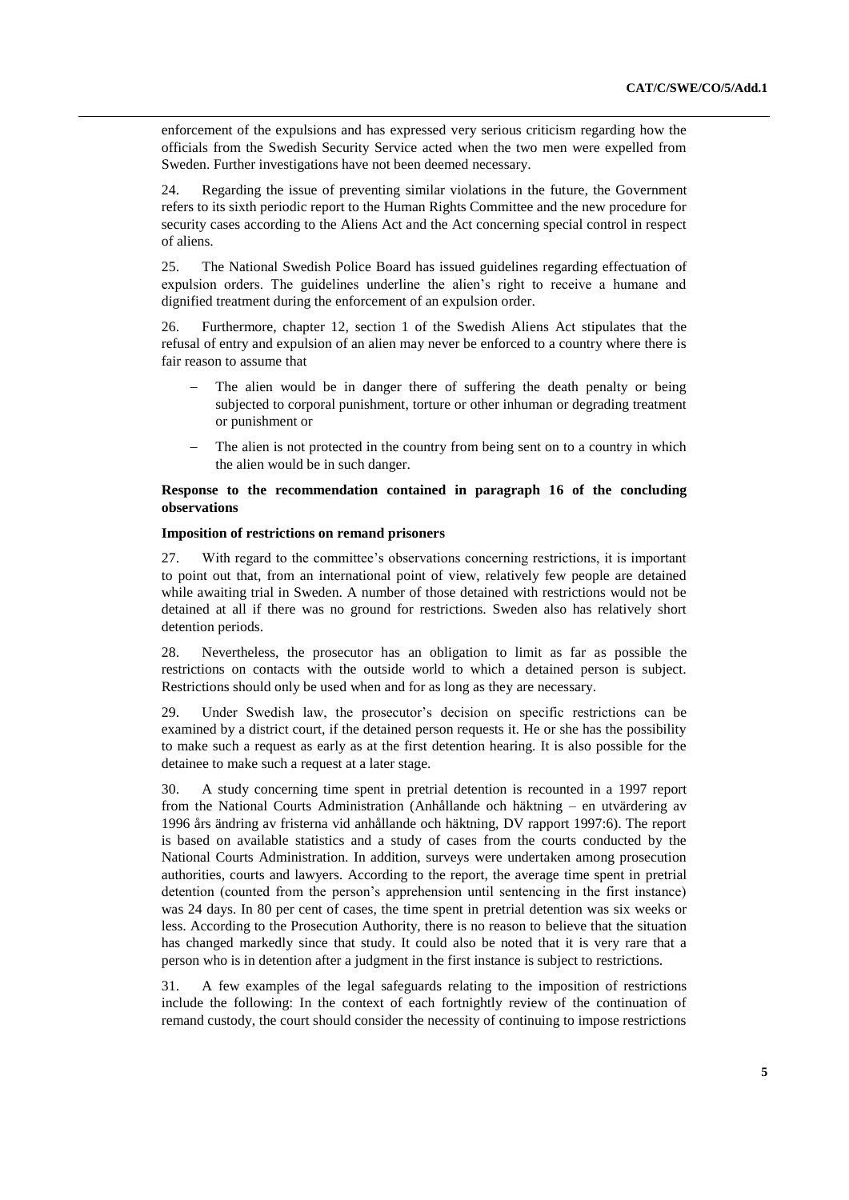enforcement of the expulsions and has expressed very serious criticism regarding how the officials from the Swedish Security Service acted when the two men were expelled from Sweden. Further investigations have not been deemed necessary.

24. Regarding the issue of preventing similar violations in the future, the Government refers to its sixth periodic report to the Human Rights Committee and the new procedure for security cases according to the Aliens Act and the Act concerning special control in respect of aliens.

25. The National Swedish Police Board has issued guidelines regarding effectuation of expulsion orders. The guidelines underline the alien's right to receive a humane and dignified treatment during the enforcement of an expulsion order.

26. Furthermore, chapter 12, section 1 of the Swedish Aliens Act stipulates that the refusal of entry and expulsion of an alien may never be enforced to a country where there is fair reason to assume that

- The alien would be in danger there of suffering the death penalty or being subjected to corporal punishment, torture or other inhuman or degrading treatment or punishment or
- The alien is not protected in the country from being sent on to a country in which the alien would be in such danger.

**Response to the recommendation contained in paragraph 16 of the concluding observations**

**Imposition of restrictions on remand prisoners**

27. With regard to the committee's observations concerning restrictions, it is important to point out that, from an international point of view, relatively few people are detained while awaiting trial in Sweden. A number of those detained with restrictions would not be detained at all if there was no ground for restrictions. Sweden also has relatively short detention periods.

28. Nevertheless, the prosecutor has an obligation to limit as far as possible the restrictions on contacts with the outside world to which a detained person is subject. Restrictions should only be used when and for as long as they are necessary.

29. Under Swedish law, the prosecutor's decision on specific restrictions can be examined by a district court, if the detained person requests it. He or she has the possibility to make such a request as early as at the first detention hearing. It is also possible for the detainee to make such a request at a later stage.

30. A study concerning time spent in pretrial detention is recounted in a 1997 report from the National Courts Administration (Anhållande och häktning – en utvärdering av 1996 års ändring av fristerna vid anhållande och häktning, DV rapport 1997:6). The report is based on available statistics and a study of cases from the courts conducted by the National Courts Administration. In addition, surveys were undertaken among prosecution authorities, courts and lawyers. According to the report, the average time spent in pretrial detention (counted from the person's apprehension until sentencing in the first instance) was 24 days. In 80 per cent of cases, the time spent in pretrial detention was six weeks or less. According to the Prosecution Authority, there is no reason to believe that the situation has changed markedly since that study. It could also be noted that it is very rare that a person who is in detention after a judgment in the first instance is subject to restrictions.

31. A few examples of the legal safeguards relating to the imposition of restrictions include the following: In the context of each fortnightly review of the continuation of remand custody, the court should consider the necessity of continuing to impose restrictions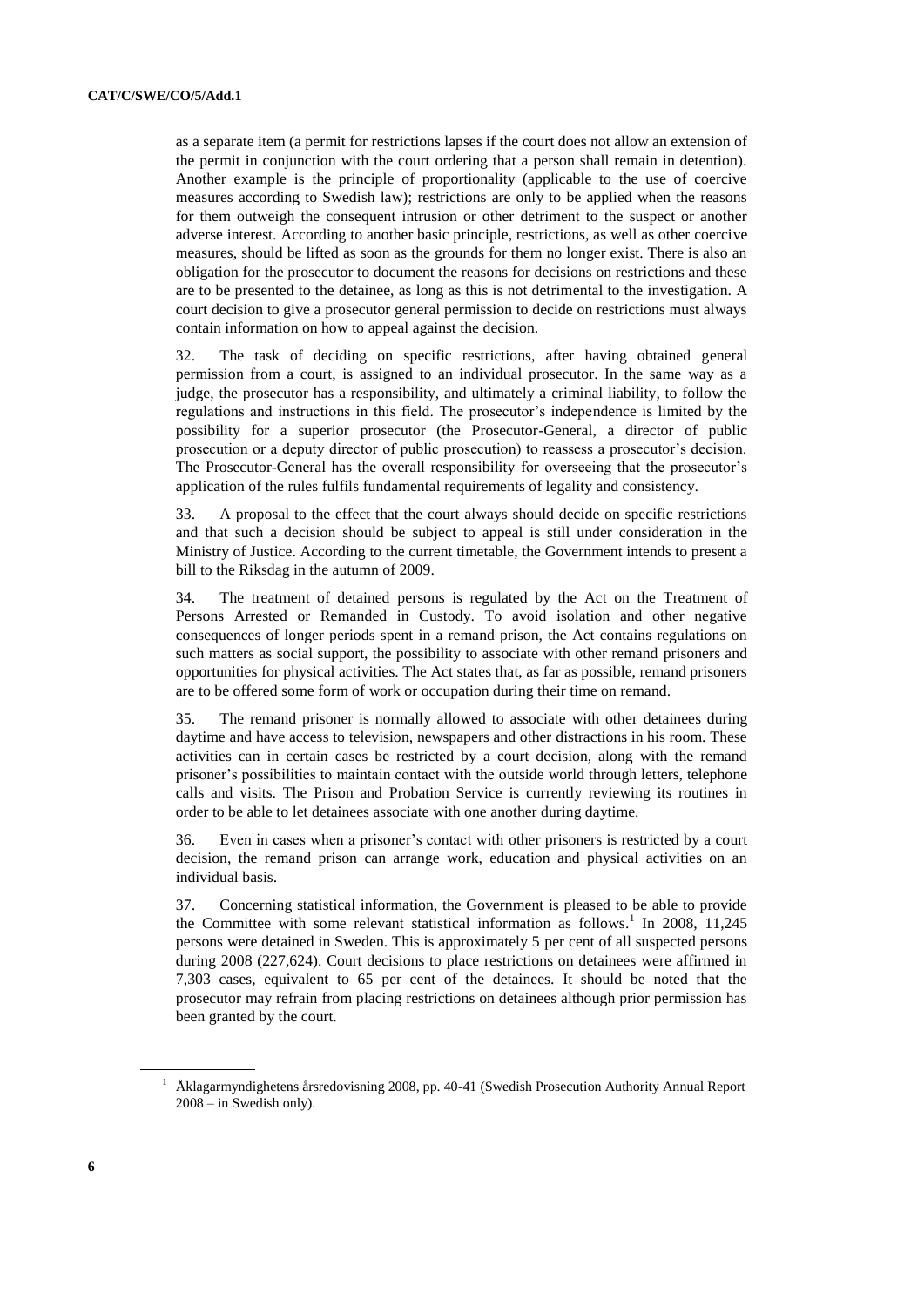as a separate item (a permit for restrictions lapses if the court does not allow an extension of the permit in conjunction with the court ordering that a person shall remain in detention). Another example is the principle of proportionality (applicable to the use of coercive measures according to Swedish law); restrictions are only to be applied when the reasons for them outweigh the consequent intrusion or other detriment to the suspect or another adverse interest. According to another basic principle, restrictions, as well as other coercive measures, should be lifted as soon as the grounds for them no longer exist. There is also an obligation for the prosecutor to document the reasons for decisions on restrictions and these are to be presented to the detainee, as long as this is not detrimental to the investigation. A court decision to give a prosecutor general permission to decide on restrictions must always contain information on how to appeal against the decision.

32. The task of deciding on specific restrictions, after having obtained general permission from a court, is assigned to an individual prosecutor. In the same way as a judge, the prosecutor has a responsibility, and ultimately a criminal liability, to follow the regulations and instructions in this field. The prosecutor's independence is limited by the possibility for a superior prosecutor (the Prosecutor-General, a director of public prosecution or a deputy director of public prosecution) to reassess a prosecutor's decision. The Prosecutor-General has the overall responsibility for overseeing that the prosecutor's application of the rules fulfils fundamental requirements of legality and consistency.

33. A proposal to the effect that the court always should decide on specific restrictions and that such a decision should be subject to appeal is still under consideration in the Ministry of Justice. According to the current timetable, the Government intends to present a bill to the Riksdag in the autumn of 2009.

34. The treatment of detained persons is regulated by the Act on the Treatment of Persons Arrested or Remanded in Custody. To avoid isolation and other negative consequences of longer periods spent in a remand prison, the Act contains regulations on such matters as social support, the possibility to associate with other remand prisoners and opportunities for physical activities. The Act states that, as far as possible, remand prisoners are to be offered some form of work or occupation during their time on remand.

35. The remand prisoner is normally allowed to associate with other detainees during daytime and have access to television, newspapers and other distractions in his room. These activities can in certain cases be restricted by a court decision, along with the remand prisoner's possibilities to maintain contact with the outside world through letters, telephone calls and visits. The Prison and Probation Service is currently reviewing its routines in order to be able to let detainees associate with one another during daytime.

36. Even in cases when a prisoner's contact with other prisoners is restricted by a court decision, the remand prison can arrange work, education and physical activities on an individual basis.

37. Concerning statistical information, the Government is pleased to be able to provide the Committee with some relevant statistical information as follows.[1] In 2008, 11,245 persons were detained in Sweden. This is approximately 5 per cent of all suspected persons during 2008 (227,624). Court decisions to place restrictions on detainees were affirmed in 7,303 cases, equivalent to 65 per cent of the detainees. It should be noted that the prosecutor may refrain from placing restrictions on detainees although prior permission has been granted by the court.

[1] Åklagarmyndighetens årsredovisning 2008, pp. 40-41 (Swedish Prosecution Authority Annual Report 2008 – in Swedish only).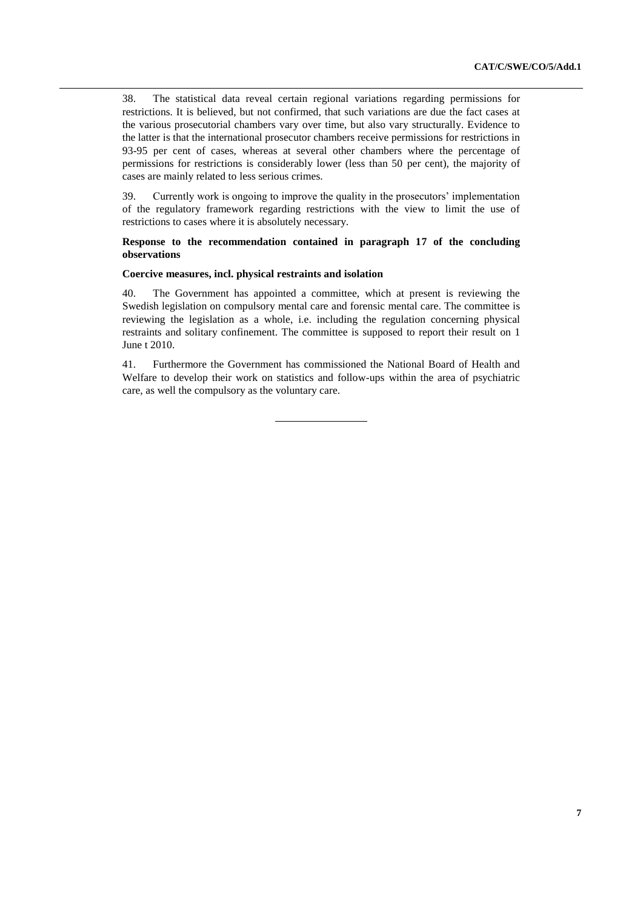38. The statistical data reveal certain regional variations regarding permissions for restrictions. It is believed, but not confirmed, that such variations are due the fact cases at the various prosecutorial chambers vary over time, but also vary structurally. Evidence to the latter is that the international prosecutor chambers receive permissions for restrictions in 93-95 per cent of cases, whereas at several other chambers where the percentage of permissions for restrictions is considerably lower (less than 50 per cent), the majority of cases are mainly related to less serious crimes.

39. Currently work is ongoing to improve the quality in the prosecutors' implementation of the regulatory framework regarding restrictions with the view to limit the use of restrictions to cases where it is absolutely necessary.

**Response to the recommendation contained in paragraph 17 of the concluding observations**

**Coercive measures, incl. physical restraints and isolation**

40. The Government has appointed a committee, which at present is reviewing the Swedish legislation on compulsory mental care and forensic mental care. The committee is reviewing the legislation as a whole, i.e. including the regulation concerning physical restraints and solitary confinement. The committee is supposed to report their result on 1 June t 2010.

41. Furthermore the Government has commissioned the National Board of Health and Welfare to develop their work on statistics and follow-ups within the area of psychiatric care, as well the compulsory as the voluntary care.